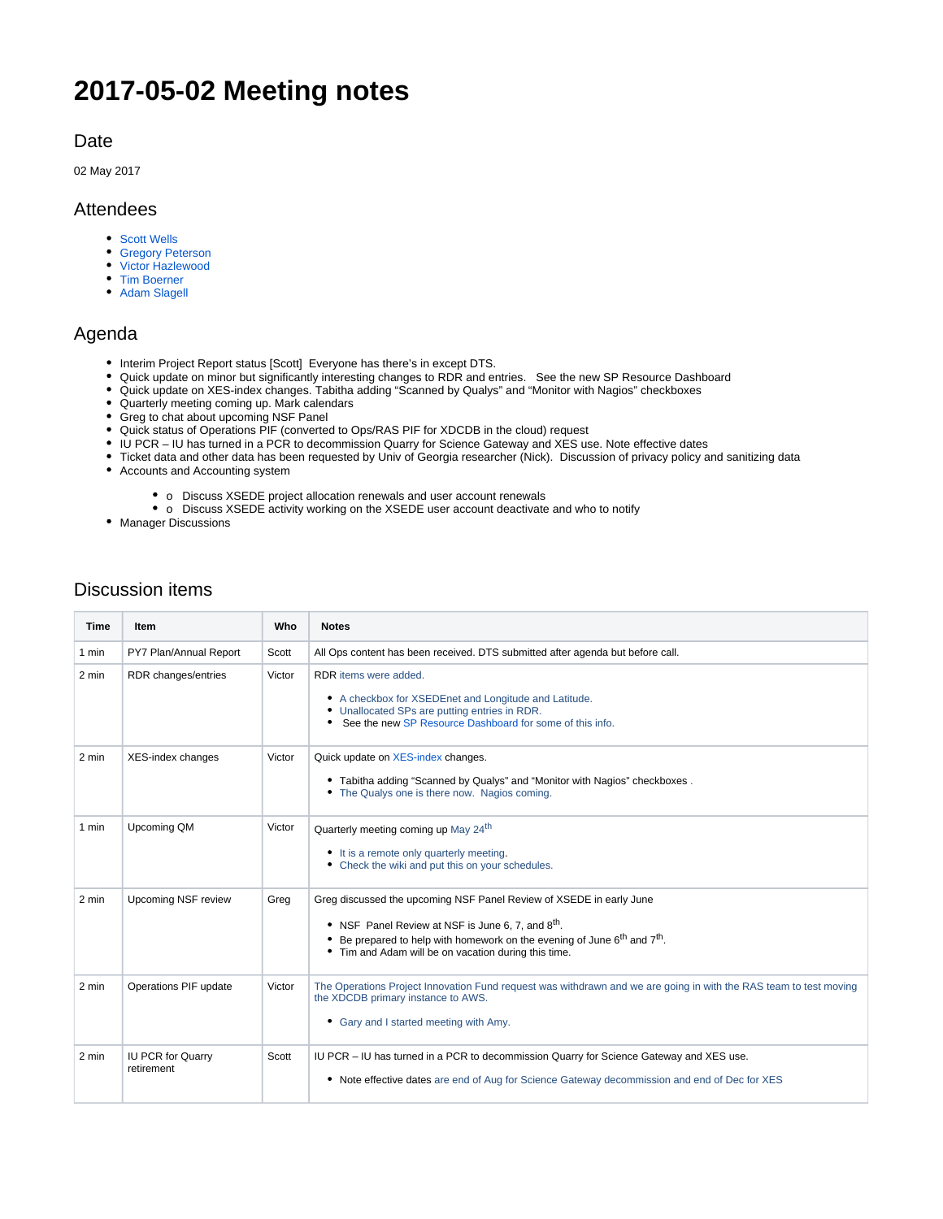# 2017-05-02 Meeting notes

## Date

02 May 2017

## Attendees

- Scott Wells
- Gregory Peterson
- Victor Hazlewood
- Tim Boerner
- Adam Slagell

## Agenda

- Interim Project Report status [Scott]  Everyone has there's in except DTS.
- Quick update on minor but significantly interesting changes to RDR and entries.   See the new SP Resource Dashboard
- Quick update on XES-index changes. Tabitha adding "Scanned by Qualys" and "Monitor with Nagios" checkboxes
- Quarterly meeting coming up. Mark calendars
- Greg to chat about upcoming NSF Panel
- Quick status of Operations PIF (converted to Ops/RAS PIF for XDCDB in the cloud) request
- IU PCR – IU has turned in a PCR to decommission Quarry for Science Gateway and XES use. Note effective dates
- Ticket data and other data has been requested by Univ of Georgia researcher (Nick).  Discussion of privacy policy and sanitizing data
- Accounts and Accounting system
    - o  Discuss XSEDE project allocation renewals and user account renewals
    - o  Discuss XSEDE activity working on the XSEDE user account deactivate and who to notify
- Manager Discussions

## Discussion items

| Time | Item | Who | Notes |
|---|---|---|---|
| 1 min | PY7 Plan/Annual Report | Scott | All Ops content has been received. DTS submitted after agenda but before call. |
| 2 min | RDR changes/entries | Victor | RDR items were added.<br>• A checkbox for XSEDEnet and Longitude and Latitude.<br>• Unallocated SPs are putting entries in RDR.<br>• See the new SP Resource Dashboard for some of this info. |
| 2 min | XES-index changes | Victor | Quick update on XES-index changes.<br>• Tabitha adding "Scanned by Qualys" and "Monitor with Nagios" checkboxes .<br>• The Qualys one is there now.  Nagios coming. |
| 1 min | Upcoming QM | Victor | Quarterly meeting coming up May 24th<br>• It is a remote only quarterly meeting.<br>• Check the wiki and put this on your schedules. |
| 2 min | Upcoming NSF review | Greg | Greg discussed the upcoming NSF Panel Review of XSEDE in early June<br>• NSF  Panel Review at NSF is June 6, 7, and 8th.<br>• Be prepared to help with homework on the evening of June 6th and 7th.<br>• Tim and Adam will be on vacation during this time. |
| 2 min | Operations PIF update | Victor | The Operations Project Innovation Fund request was withdrawn and we are going in with the RAS team to test moving the XDCDB primary instance to AWS.<br>• Gary and I started meeting with Amy. |
| 2 min | IU PCR for Quarry retirement | Scott | IU PCR – IU has turned in a PCR to decommission Quarry for Science Gateway and XES use.<br>• Note effective dates are end of Aug for Science Gateway decommission and end of Dec for XES |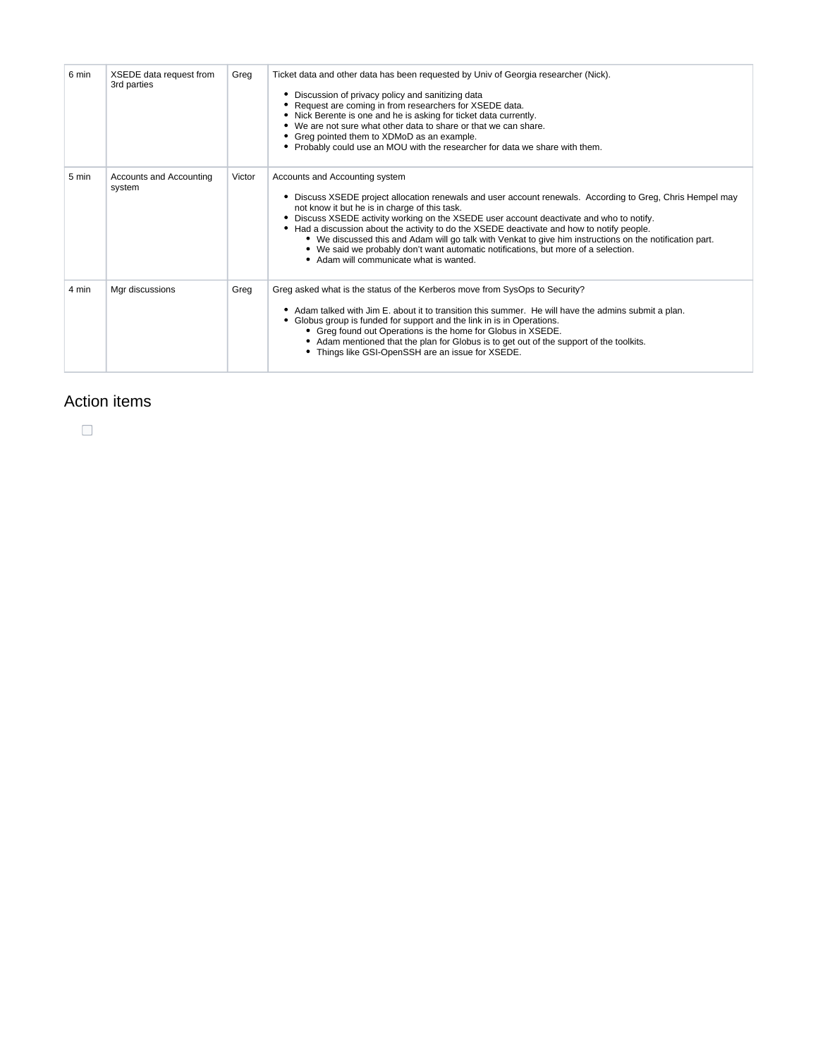| | | | |
|---|---|---|---|
| 6 min | XSEDE data request from 3rd parties | Greg | Ticket data and other data has been requested by Univ of Georgia researcher (Nick).<br><br>• Discussion of privacy policy and sanitizing data<br>• Request are coming in from researchers for XSEDE data.<br>• Nick Berente is one and he is asking for ticket data currently.<br>• We are not sure what other data to share or that we can share.<br>• Greg pointed them to XDMoD as an example.<br>• Probably could use an MOU with the researcher for data we share with them. |
| 5 min | Accounts and Accounting system | Victor | Accounts and Accounting system<br><br>• Discuss XSEDE project allocation renewals and user account renewals. According to Greg, Chris Hempel may not know it but he is in charge of this task.<br>• Discuss XSEDE activity working on the XSEDE user account deactivate and who to notify.<br>• Had a discussion about the activity to do the XSEDE deactivate and how to notify people.<br>&nbsp;&nbsp;&nbsp;&nbsp;◦ We discussed this and Adam will go talk with Venkat to give him instructions on the notification part.<br>&nbsp;&nbsp;&nbsp;&nbsp;◦ We said we probably don't want automatic notifications, but more of a selection.<br>&nbsp;&nbsp;&nbsp;&nbsp;◦ Adam will communicate what is wanted. |
| 4 min | Mgr discussions | Greg | Greg asked what is the status of the Kerberos move from SysOps to Security?<br><br>• Adam talked with Jim E. about it to transition this summer. He will have the admins submit a plan.<br>• Globus group is funded for support and the link in is in Operations.<br>&nbsp;&nbsp;&nbsp;&nbsp;◦ Greg found out Operations is the home for Globus in XSEDE.<br>&nbsp;&nbsp;&nbsp;&nbsp;◦ Adam mentioned that the plan for Globus is to get out of the support of the toolkits.<br>&nbsp;&nbsp;&nbsp;&nbsp;◦ Things like GSI-OpenSSH are an issue for XSEDE. |

## Action items

- [ ]